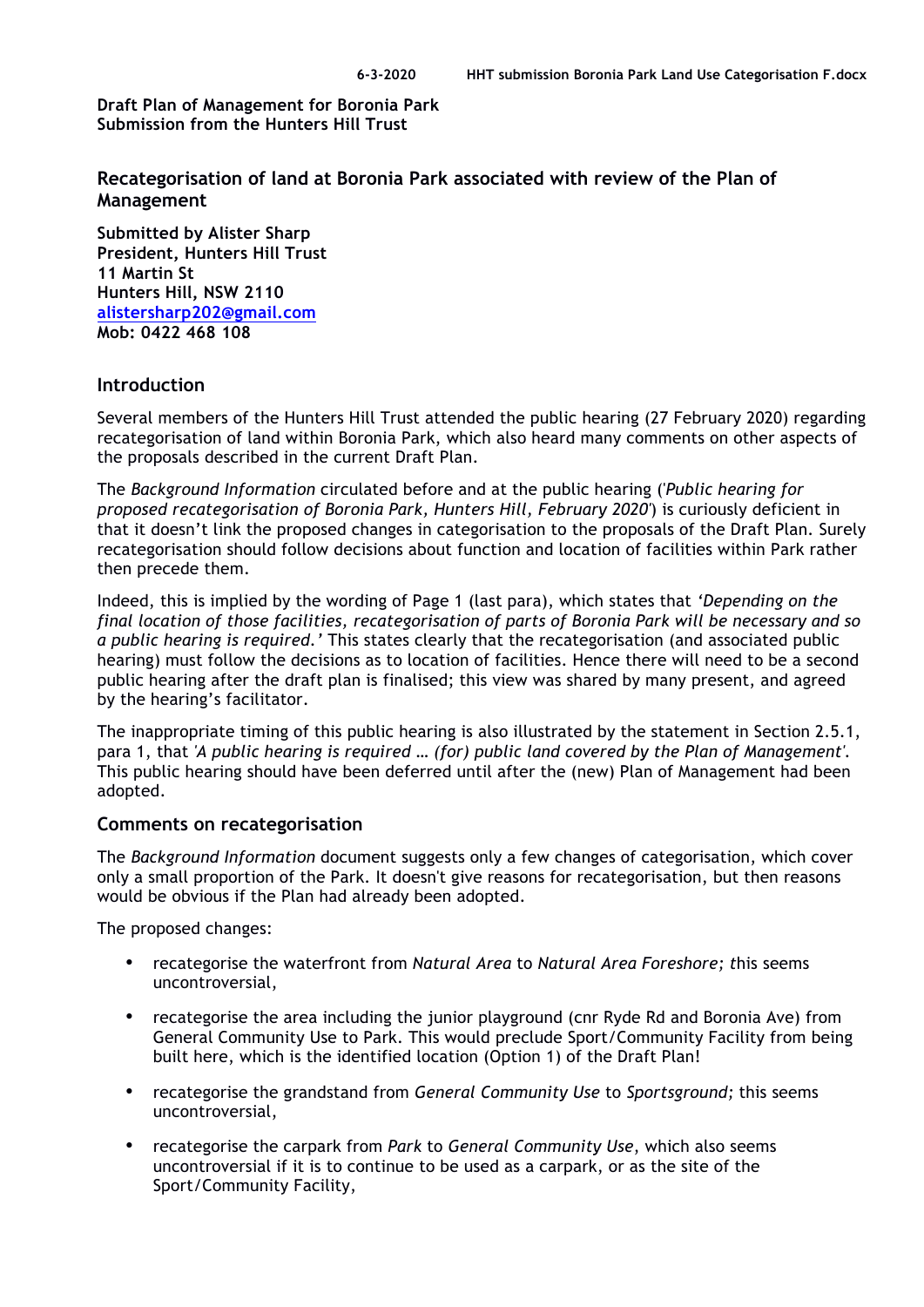**Draft Plan of Management for Boronia Park**
**Submission from the Hunters Hill Trust**

## Recategorisation of land at Boronia Park associated with review of the Plan of Management

**Submitted by Alister Sharp**
**President, Hunters Hill Trust**
**11 Martin St**
**Hunters Hill, NSW 2110**
**alistersharp202@gmail.com**
**Mob: 0422 468 108**

### Introduction

Several members of the Hunters Hill Trust attended the public hearing (27 February 2020) regarding recategorisation of land within Boronia Park, which also heard many comments on other aspects of the proposals described in the current Draft Plan.

The *Background Information* circulated before and at the public hearing ('*Public hearing for proposed recategorisation of Boronia Park, Hunters Hill, February 2020*') is curiously deficient in that it doesn't link the proposed changes in categorisation to the proposals of the Draft Plan. Surely recategorisation should follow decisions about function and location of facilities within Park rather then precede them.

Indeed, this is implied by the wording of Page 1 (last para), which states that *'Depending on the final location of those facilities, recategorisation of parts of Boronia Park will be necessary and so a public hearing is required.'* This states clearly that the recategorisation (and associated public hearing) must follow the decisions as to location of facilities. Hence there will need to be a second public hearing after the draft plan is finalised; this view was shared by many present, and agreed by the hearing's facilitator.

The inappropriate timing of this public hearing is also illustrated by the statement in Section 2.5.1, para 1, that *'A public hearing is required … (for) public land covered by the Plan of Management'.* This public hearing should have been deferred until after the (new) Plan of Management had been adopted.

### Comments on recategorisation

The *Background Information* document suggests only a few changes of categorisation, which cover only a small proportion of the Park. It doesn't give reasons for recategorisation, but then reasons would be obvious if the Plan had already been adopted.

The proposed changes:

- recategorise the waterfront from *Natural Area* to *Natural Area Foreshore; t*his seems uncontroversial,
- recategorise the area including the junior playground (cnr Ryde Rd and Boronia Ave) from General Community Use to Park. This would preclude Sport/Community Facility from being built here, which is the identified location (Option 1) of the Draft Plan!
- recategorise the grandstand from *General Community Use* to *Sportsground;* this seems uncontroversial,
- recategorise the carpark from *Park* to *General Community Use*, which also seems uncontroversial if it is to continue to be used as a carpark, or as the site of the Sport/Community Facility,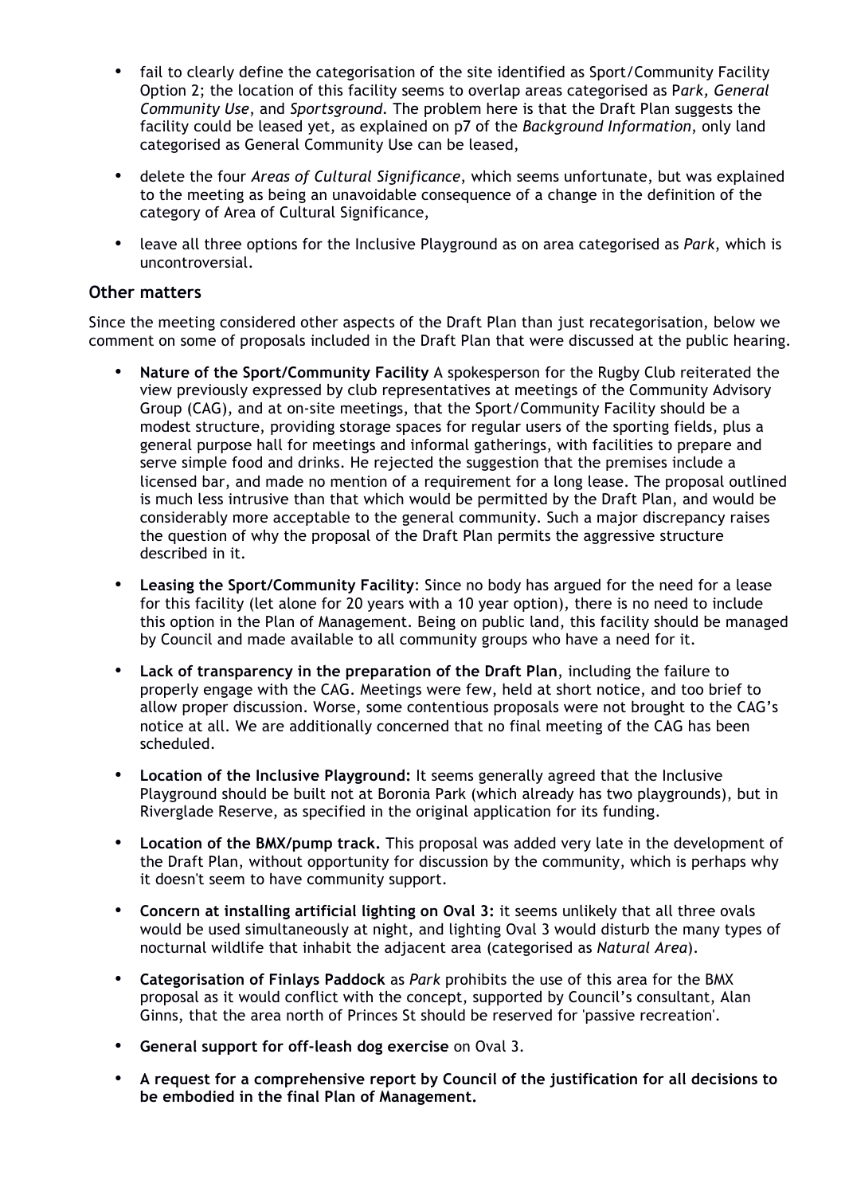- fail to clearly define the categorisation of the site identified as Sport/Community Facility Option 2; the location of this facility seems to overlap areas categorised as P*ark, General Community Use*, and *Sportsground*. The problem here is that the Draft Plan suggests the facility could be leased yet, as explained on p7 of the *Background Information*, only land categorised as General Community Use can be leased,
- delete the four *Areas of Cultural Significance*, which seems unfortunate, but was explained to the meeting as being an unavoidable consequence of a change in the definition of the category of Area of Cultural Significance,
- leave all three options for the Inclusive Playground as on area categorised as *Park*, which is uncontroversial.

## Other matters

Since the meeting considered other aspects of the Draft Plan than just recategorisation, below we comment on some of proposals included in the Draft Plan that were discussed at the public hearing.

- **Nature of the Sport/Community Facility** A spokesperson for the Rugby Club reiterated the view previously expressed by club representatives at meetings of the Community Advisory Group (CAG), and at on-site meetings, that the Sport/Community Facility should be a modest structure, providing storage spaces for regular users of the sporting fields, plus a general purpose hall for meetings and informal gatherings, with facilities to prepare and serve simple food and drinks. He rejected the suggestion that the premises include a licensed bar, and made no mention of a requirement for a long lease. The proposal outlined is much less intrusive than that which would be permitted by the Draft Plan, and would be considerably more acceptable to the general community. Such a major discrepancy raises the question of why the proposal of the Draft Plan permits the aggressive structure described in it.
- **Leasing the Sport/Community Facility**: Since no body has argued for the need for a lease for this facility (let alone for 20 years with a 10 year option), there is no need to include this option in the Plan of Management. Being on public land, this facility should be managed by Council and made available to all community groups who have a need for it.
- **Lack of transparency in the preparation of the Draft Plan**, including the failure to properly engage with the CAG. Meetings were few, held at short notice, and too brief to allow proper discussion. Worse, some contentious proposals were not brought to the CAG's notice at all. We are additionally concerned that no final meeting of the CAG has been scheduled.
- **Location of the Inclusive Playground:** It seems generally agreed that the Inclusive Playground should be built not at Boronia Park (which already has two playgrounds), but in Riverglade Reserve, as specified in the original application for its funding.
- **Location of the BMX/pump track.** This proposal was added very late in the development of the Draft Plan, without opportunity for discussion by the community, which is perhaps why it doesn't seem to have community support.
- **Concern at installing artificial lighting on Oval 3:** it seems unlikely that all three ovals would be used simultaneously at night, and lighting Oval 3 would disturb the many types of nocturnal wildlife that inhabit the adjacent area (categorised as *Natural Area*).
- **Categorisation of Finlays Paddock** as *Park* prohibits the use of this area for the BMX proposal as it would conflict with the concept, supported by Council's consultant, Alan Ginns, that the area north of Princes St should be reserved for 'passive recreation'.
- **General support for off-leash dog exercise** on Oval 3.
- **A request for a comprehensive report by Council of the justification for all decisions to be embodied in the final Plan of Management.**